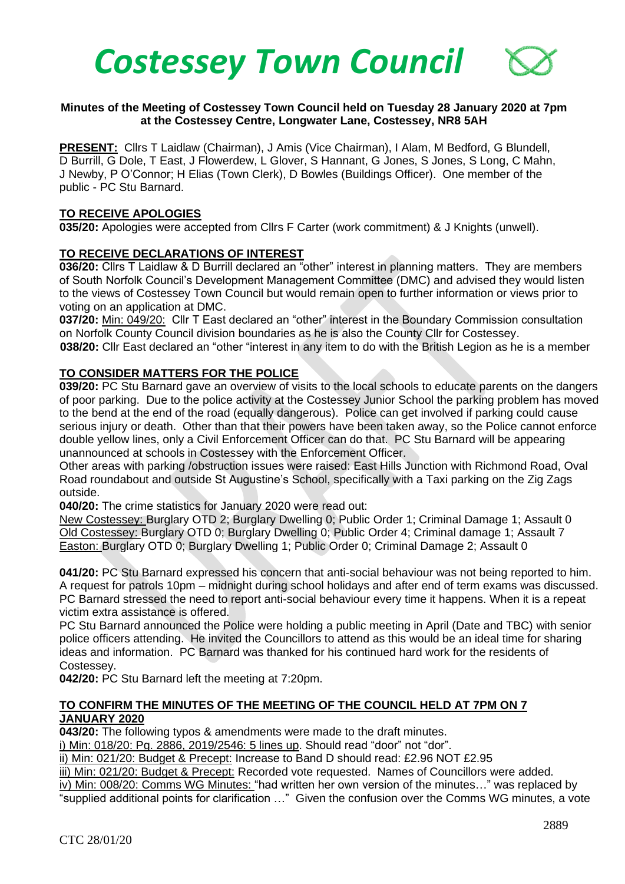# Costessey Town Council

**Minutes of the Meeting of Costessey Town Council held on Tuesday 28 January 2020 at 7pm at the Costessey Centre, Longwater Lane, Costessey, NR8 5AH**

**PRESENT:** Cllrs T Laidlaw (Chairman), J Amis (Vice Chairman), I Alam, M Bedford, G Blundell, D Burrill, G Dole, T East, J Flowerdew, L Glover, S Hannant, G Jones, S Jones, S Long, C Mahn, J Newby, P O'Connor; H Elias (Town Clerk), D Bowles (Buildings Officer). One member of the public - PC Stu Barnard.

**TO RECEIVE APOLOGIES**

**035/20:** Apologies were accepted from Cllrs F Carter (work commitment) & J Knights (unwell).

**TO RECEIVE DECLARATIONS OF INTEREST**

**036/20:** Cllrs T Laidlaw & D Burrill declared an "other" interest in planning matters. They are members of South Norfolk Council's Development Management Committee (DMC) and advised they would listen to the views of Costessey Town Council but would remain open to further information or views prior to voting on an application at DMC.

**037/20:** Min: 049/20: Cllr T East declared an "other" interest in the Boundary Commission consultation on Norfolk County Council division boundaries as he is also the County Cllr for Costessey.

**038/20:** Cllr East declared an "other "interest in any item to do with the British Legion as he is a member

**TO CONSIDER MATTERS FOR THE POLICE**

**039/20:** PC Stu Barnard gave an overview of visits to the local schools to educate parents on the dangers of poor parking. Due to the police activity at the Costessey Junior School the parking problem has moved to the bend at the end of the road (equally dangerous). Police can get involved if parking could cause serious injury or death. Other than that their powers have been taken away, so the Police cannot enforce double yellow lines, only a Civil Enforcement Officer can do that. PC Stu Barnard will be appearing unannounced at schools in Costessey with the Enforcement Officer.

Other areas with parking /obstruction issues were raised: East Hills Junction with Richmond Road, Oval Road roundabout and outside St Augustine's School, specifically with a Taxi parking on the Zig Zags outside.

**040/20:** The crime statistics for January 2020 were read out:

New Costessey: Burglary OTD 2; Burglary Dwelling 0; Public Order 1; Criminal Damage 1; Assault 0
Old Costessey: Burglary OTD 0; Burglary Dwelling 0; Public Order 4; Criminal damage 1; Assault 7
Easton: Burglary OTD 0; Burglary Dwelling 1; Public Order 0; Criminal Damage 2; Assault 0

**041/20:** PC Stu Barnard expressed his concern that anti-social behaviour was not being reported to him. A request for patrols 10pm – midnight during school holidays and after end of term exams was discussed. PC Barnard stressed the need to report anti-social behaviour every time it happens. When it is a repeat victim extra assistance is offered.

PC Stu Barnard announced the Police were holding a public meeting in April (Date and TBC) with senior police officers attending. He invited the Councillors to attend as this would be an ideal time for sharing ideas and information. PC Barnard was thanked for his continued hard work for the residents of Costessey.

**042/20:** PC Stu Barnard left the meeting at 7:20pm.

**TO CONFIRM THE MINUTES OF THE MEETING OF THE COUNCIL HELD AT 7PM ON 7 JANUARY 2020**

**043/20:** The following typos & amendments were made to the draft minutes.

i) Min: 018/20: Pg. 2886, 2019/2546: 5 lines up. Should read "door" not "dor".
ii) Min: 021/20: Budget & Precept: Increase to Band D should read: £2.96 NOT £2.95
iii) Min: 021/20: Budget & Precept: Recorded vote requested. Names of Councillors were added.
iv) Min: 008/20: Comms WG Minutes: "had written her own version of the minutes…" was replaced by "supplied additional points for clarification …" Given the confusion over the Comms WG minutes, a vote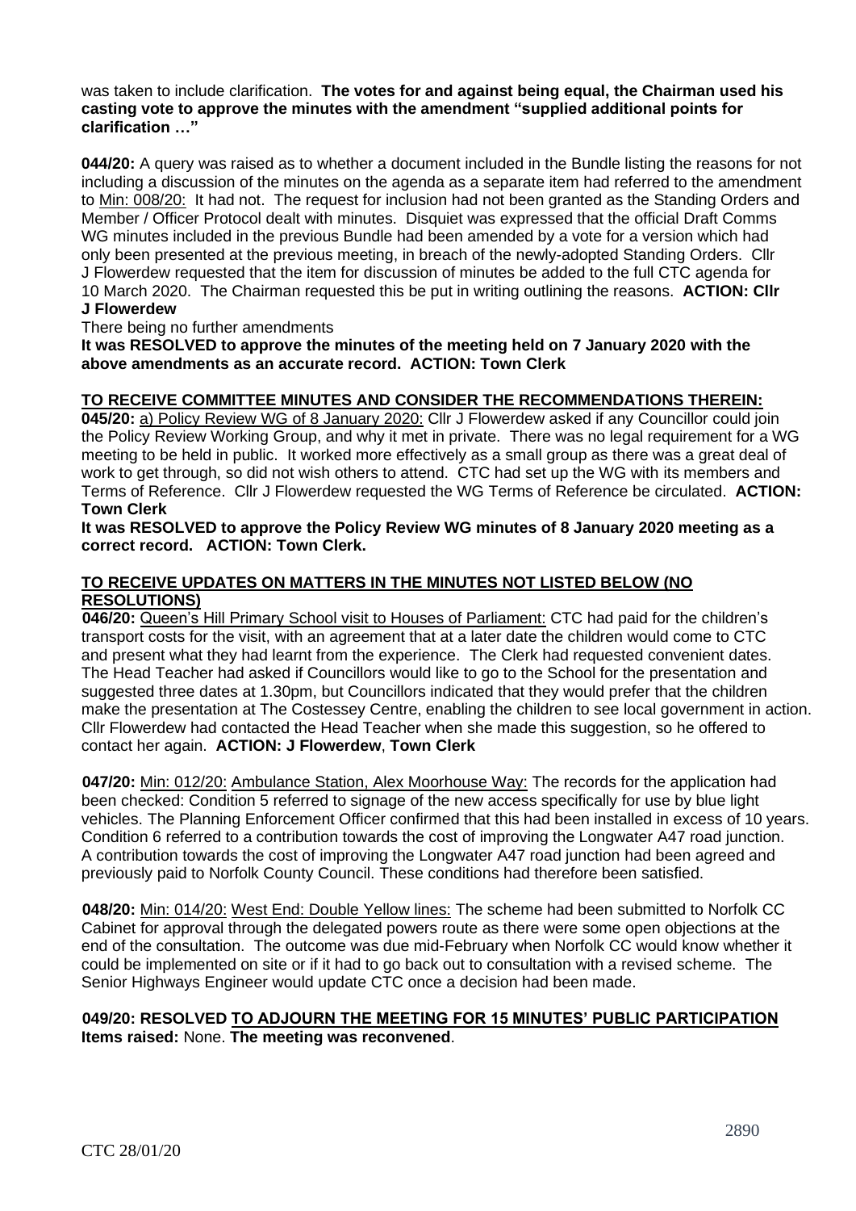was taken to include clarification. **The votes for and against being equal, the Chairman used his casting vote to approve the minutes with the amendment "supplied additional points for clarification …"**

**044/20:** A query was raised as to whether a document included in the Bundle listing the reasons for not including a discussion of the minutes on the agenda as a separate item had referred to the amendment to Min: 008/20: It had not. The request for inclusion had not been granted as the Standing Orders and Member / Officer Protocol dealt with minutes. Disquiet was expressed that the official Draft Comms WG minutes included in the previous Bundle had been amended by a vote for a version which had only been presented at the previous meeting, in breach of the newly-adopted Standing Orders. Cllr J Flowerdew requested that the item for discussion of minutes be added to the full CTC agenda for 10 March 2020. The Chairman requested this be put in writing outlining the reasons. **ACTION: Cllr J Flowerdew**

There being no further amendments

**It was RESOLVED to approve the minutes of the meeting held on 7 January 2020 with the above amendments as an accurate record. ACTION: Town Clerk**

**TO RECEIVE COMMITTEE MINUTES AND CONSIDER THE RECOMMENDATIONS THEREIN:**

**045/20:** a) Policy Review WG of 8 January 2020: Cllr J Flowerdew asked if any Councillor could join the Policy Review Working Group, and why it met in private. There was no legal requirement for a WG meeting to be held in public. It worked more effectively as a small group as there was a great deal of work to get through, so did not wish others to attend. CTC had set up the WG with its members and Terms of Reference. Cllr J Flowerdew requested the WG Terms of Reference be circulated. **ACTION: Town Clerk**

**It was RESOLVED to approve the Policy Review WG minutes of 8 January 2020 meeting as a correct record. ACTION: Town Clerk.**

**TO RECEIVE UPDATES ON MATTERS IN THE MINUTES NOT LISTED BELOW (NO RESOLUTIONS)**

**046/20:** Queen's Hill Primary School visit to Houses of Parliament: CTC had paid for the children's transport costs for the visit, with an agreement that at a later date the children would come to CTC and present what they had learnt from the experience. The Clerk had requested convenient dates. The Head Teacher had asked if Councillors would like to go to the School for the presentation and suggested three dates at 1.30pm, but Councillors indicated that they would prefer that the children make the presentation at The Costessey Centre, enabling the children to see local government in action. Cllr Flowerdew had contacted the Head Teacher when she made this suggestion, so he offered to contact her again. **ACTION: J Flowerdew**, **Town Clerk**

**047/20:** Min: 012/20: Ambulance Station, Alex Moorhouse Way: The records for the application had been checked: Condition 5 referred to signage of the new access specifically for use by blue light vehicles. The Planning Enforcement Officer confirmed that this had been installed in excess of 10 years. Condition 6 referred to a contribution towards the cost of improving the Longwater A47 road junction. A contribution towards the cost of improving the Longwater A47 road junction had been agreed and previously paid to Norfolk County Council. These conditions had therefore been satisfied.

**048/20:** Min: 014/20: West End: Double Yellow lines: The scheme had been submitted to Norfolk CC Cabinet for approval through the delegated powers route as there were some open objections at the end of the consultation. The outcome was due mid-February when Norfolk CC would know whether it could be implemented on site or if it had to go back out to consultation with a revised scheme. The Senior Highways Engineer would update CTC once a decision had been made.

**049/20: RESOLVED TO ADJOURN THE MEETING FOR 15 MINUTES' PUBLIC PARTICIPATION**
**Items raised:** None. **The meeting was reconvened**.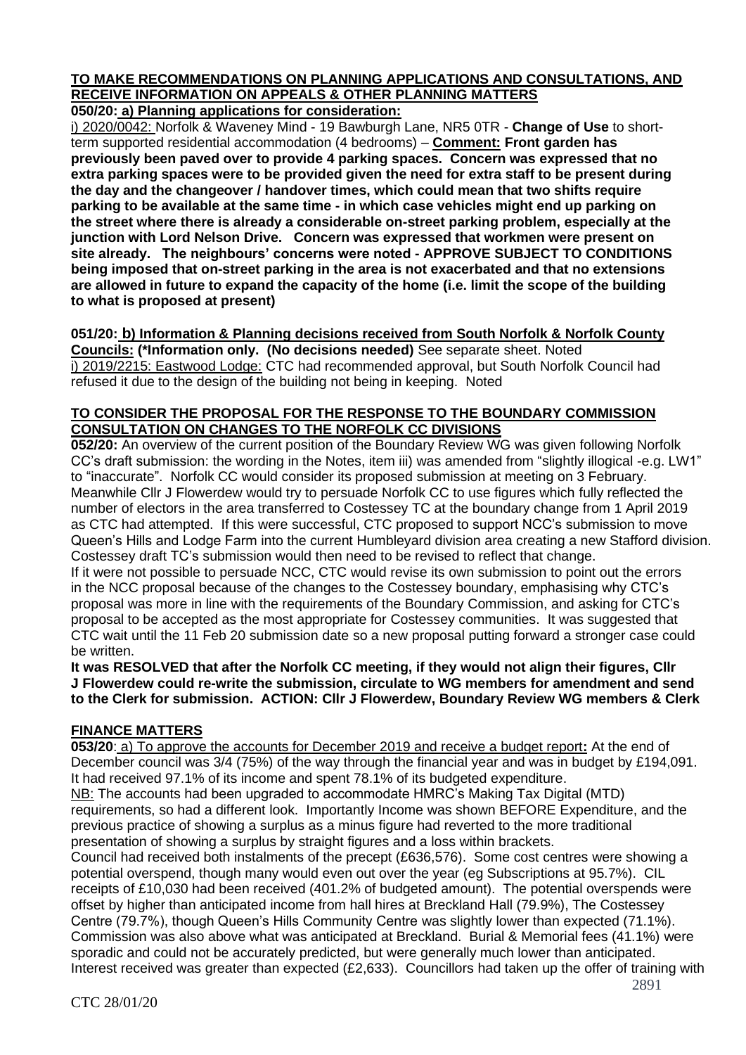**TO MAKE RECOMMENDATIONS ON PLANNING APPLICATIONS AND CONSULTATIONS, AND RECEIVE INFORMATION ON APPEALS & OTHER PLANNING MATTERS**

**050/20: a) Planning applications for consideration:**

i) 2020/0042: Norfolk & Waveney Mind - 19 Bawburgh Lane, NR5 0TR - **Change of Use** to short-term supported residential accommodation (4 bedrooms) – **Comment: Front garden has previously been paved over to provide 4 parking spaces. Concern was expressed that no extra parking spaces were to be provided given the need for extra staff to be present during the day and the changeover / handover times, which could mean that two shifts require parking to be available at the same time - in which case vehicles might end up parking on the street where there is already a considerable on-street parking problem, especially at the junction with Lord Nelson Drive. Concern was expressed that workmen were present on site already. The neighbours' concerns were noted - APPROVE SUBJECT TO CONDITIONS being imposed that on-street parking in the area is not exacerbated and that no extensions are allowed in future to expand the capacity of the home (i.e. limit the scope of the building to what is proposed at present)**

**051/20: b) Information & Planning decisions received from South Norfolk & Norfolk County Councils: (*Information only. (No decisions needed)** See separate sheet. Noted

i) 2019/2215: Eastwood Lodge: CTC had recommended approval, but South Norfolk Council had refused it due to the design of the building not being in keeping. Noted

**TO CONSIDER THE PROPOSAL FOR THE RESPONSE TO THE BOUNDARY COMMISSION CONSULTATION ON CHANGES TO THE NORFOLK CC DIVISIONS**

**052/20:** An overview of the current position of the Boundary Review WG was given following Norfolk CC's draft submission: the wording in the Notes, item iii) was amended from "slightly illogical -e.g. LW1" to "inaccurate". Norfolk CC would consider its proposed submission at meeting on 3 February. Meanwhile Cllr J Flowerdew would try to persuade Norfolk CC to use figures which fully reflected the number of electors in the area transferred to Costessey TC at the boundary change from 1 April 2019 as CTC had attempted. If this were successful, CTC proposed to support NCC's submission to move Queen's Hills and Lodge Farm into the current Humbleyard division area creating a new Stafford division. Costessey draft TC's submission would then need to be revised to reflect that change.

If it were not possible to persuade NCC, CTC would revise its own submission to point out the errors in the NCC proposal because of the changes to the Costessey boundary, emphasising why CTC's proposal was more in line with the requirements of the Boundary Commission, and asking for CTC's proposal to be accepted as the most appropriate for Costessey communities. It was suggested that CTC wait until the 11 Feb 20 submission date so a new proposal putting forward a stronger case could be written.

**It was RESOLVED that after the Norfolk CC meeting, if they would not align their figures, Cllr J Flowerdew could re-write the submission, circulate to WG members for amendment and send to the Clerk for submission. ACTION: Cllr J Flowerdew, Boundary Review WG members & Clerk**

**FINANCE MATTERS**

**053/20**: a) To approve the accounts for December 2019 and receive a budget report**:** At the end of December council was 3/4 (75%) of the way through the financial year and was in budget by £194,091. It had received 97.1% of its income and spent 78.1% of its budgeted expenditure.

NB: The accounts had been upgraded to accommodate HMRC's Making Tax Digital (MTD) requirements, so had a different look. Importantly Income was shown BEFORE Expenditure, and the previous practice of showing a surplus as a minus figure had reverted to the more traditional presentation of showing a surplus by straight figures and a loss within brackets.

Council had received both instalments of the precept (£636,576). Some cost centres were showing a potential overspend, though many would even out over the year (eg Subscriptions at 95.7%). CIL receipts of £10,030 had been received (401.2% of budgeted amount). The potential overspends were offset by higher than anticipated income from hall hires at Breckland Hall (79.9%), The Costessey Centre (79.7%), though Queen's Hills Community Centre was slightly lower than expected (71.1%). Commission was also above what was anticipated at Breckland. Burial & Memorial fees (41.1%) were sporadic and could not be accurately predicted, but were generally much lower than anticipated. Interest received was greater than expected (£2,633). Councillors had taken up the offer of training with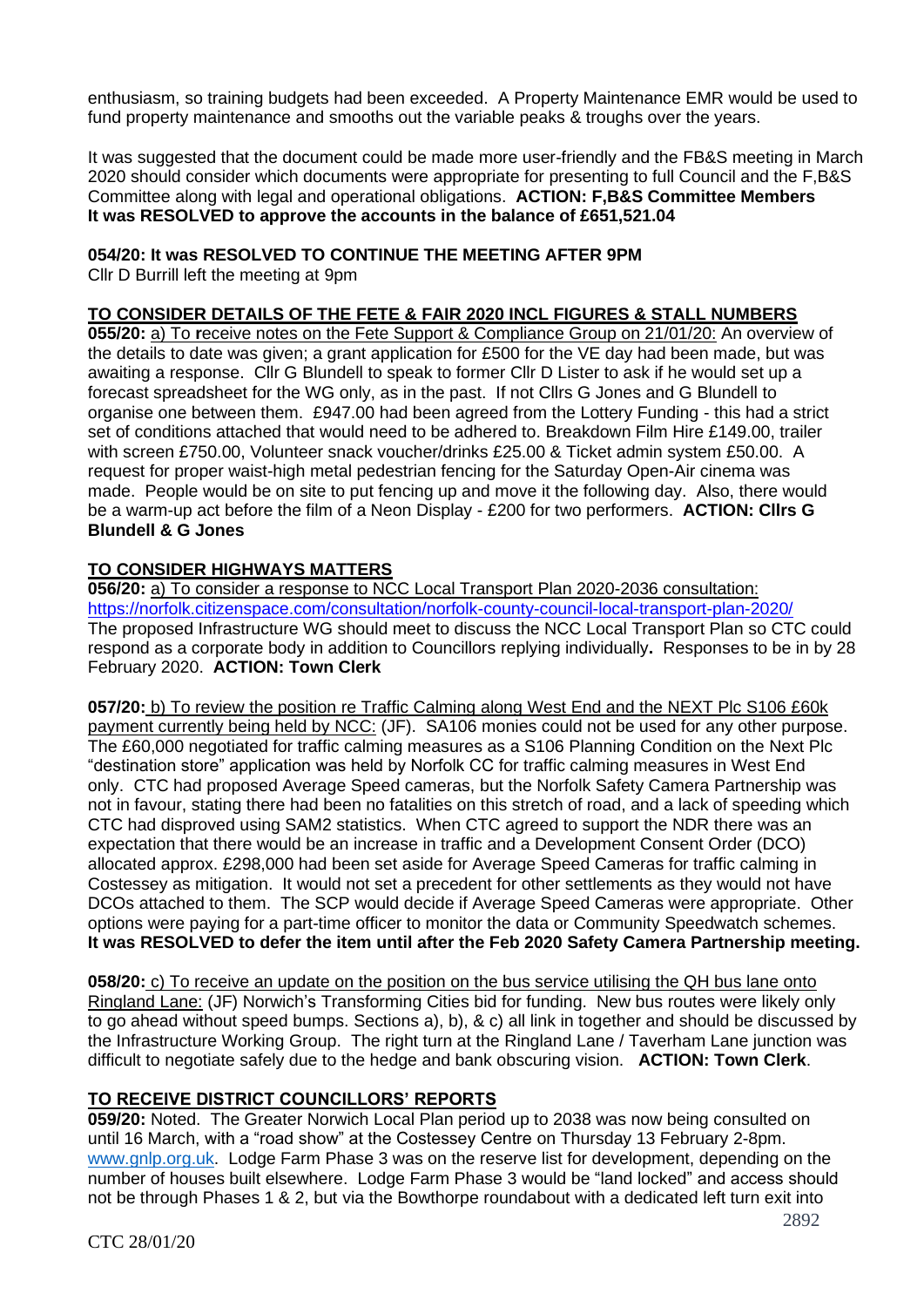enthusiasm, so training budgets had been exceeded. A Property Maintenance EMR would be used to fund property maintenance and smooths out the variable peaks & troughs over the years.

It was suggested that the document could be made more user-friendly and the FB&S meeting in March 2020 should consider which documents were appropriate for presenting to full Council and the F,B&S Committee along with legal and operational obligations. **ACTION: F,B&S Committee Members**
**It was RESOLVED to approve the accounts in the balance of £651,521.04**

**054/20: It was RESOLVED TO CONTINUE THE MEETING AFTER 9PM**
Cllr D Burrill left the meeting at 9pm

**TO CONSIDER DETAILS OF THE FETE & FAIR 2020 INCL FIGURES & STALL NUMBERS**
**055/20:** a) To receive notes on the Fete Support & Compliance Group on 21/01/20: An overview of the details to date was given; a grant application for £500 for the VE day had been made, but was awaiting a response. Cllr G Blundell to speak to former Cllr D Lister to ask if he would set up a forecast spreadsheet for the WG only, as in the past. If not Cllrs G Jones and G Blundell to organise one between them. £947.00 had been agreed from the Lottery Funding - this had a strict set of conditions attached that would need to be adhered to. Breakdown Film Hire £149.00, trailer with screen £750.00, Volunteer snack voucher/drinks £25.00 & Ticket admin system £50.00. A request for proper waist-high metal pedestrian fencing for the Saturday Open-Air cinema was made. People would be on site to put fencing up and move it the following day. Also, there would be a warm-up act before the film of a Neon Display - £200 for two performers. **ACTION: Cllrs G Blundell & G Jones**

**TO CONSIDER HIGHWAYS MATTERS**
**056/20:** a) To consider a response to NCC Local Transport Plan 2020-2036 consultation: https://norfolk.citizenspace.com/consultation/norfolk-county-council-local-transport-plan-2020/
The proposed Infrastructure WG should meet to discuss the NCC Local Transport Plan so CTC could respond as a corporate body in addition to Councillors replying individually**.** Responses to be in by 28 February 2020. **ACTION: Town Clerk**

**057/20:** b) To review the position re Traffic Calming along West End and the NEXT Plc S106 £60k payment currently being held by NCC: (JF). SA106 monies could not be used for any other purpose. The £60,000 negotiated for traffic calming measures as a S106 Planning Condition on the Next Plc "destination store" application was held by Norfolk CC for traffic calming measures in West End only. CTC had proposed Average Speed cameras, but the Norfolk Safety Camera Partnership was not in favour, stating there had been no fatalities on this stretch of road, and a lack of speeding which CTC had disproved using SAM2 statistics. When CTC agreed to support the NDR there was an expectation that there would be an increase in traffic and a Development Consent Order (DCO) allocated approx. £298,000 had been set aside for Average Speed Cameras for traffic calming in Costessey as mitigation. It would not set a precedent for other settlements as they would not have DCOs attached to them. The SCP would decide if Average Speed Cameras were appropriate. Other options were paying for a part-time officer to monitor the data or Community Speedwatch schemes.
**It was RESOLVED to defer the item until after the Feb 2020 Safety Camera Partnership meeting.**

**058/20:** c) To receive an update on the position on the bus service utilising the QH bus lane onto Ringland Lane: (JF) Norwich's Transforming Cities bid for funding. New bus routes were likely only to go ahead without speed bumps. Sections a), b), & c) all link in together and should be discussed by the Infrastructure Working Group. The right turn at the Ringland Lane / Taverham Lane junction was difficult to negotiate safely due to the hedge and bank obscuring vision. **ACTION: Town Clerk**.

**TO RECEIVE DISTRICT COUNCILLORS' REPORTS**
**059/20:** Noted. The Greater Norwich Local Plan period up to 2038 was now being consulted on until 16 March, with a "road show" at the Costessey Centre on Thursday 13 February 2-8pm. www.gnlp.org.uk. Lodge Farm Phase 3 was on the reserve list for development, depending on the number of houses built elsewhere. Lodge Farm Phase 3 would be "land locked" and access should not be through Phases 1 & 2, but via the Bowthorpe roundabout with a dedicated left turn exit into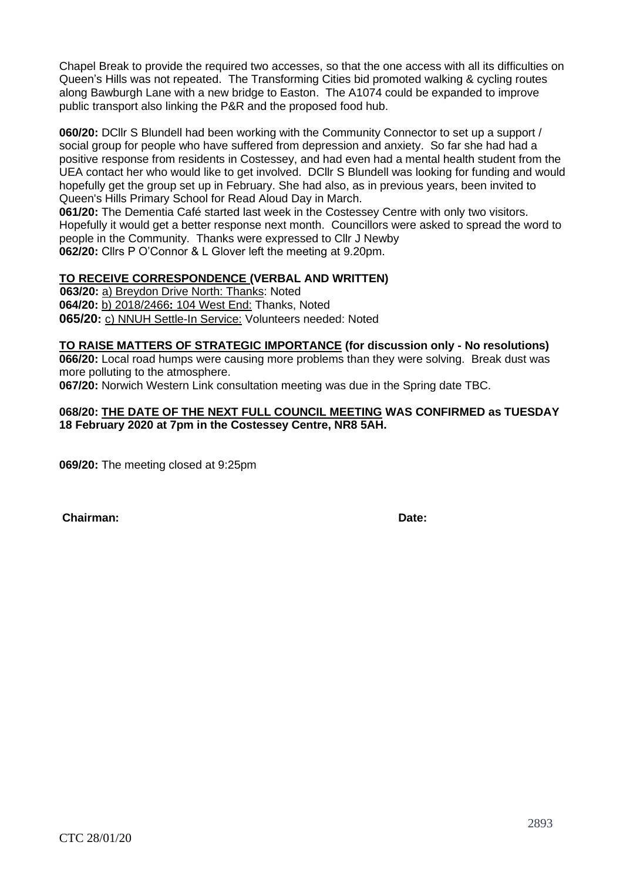Chapel Break to provide the required two accesses, so that the one access with all its difficulties on Queen's Hills was not repeated. The Transforming Cities bid promoted walking & cycling routes along Bawburgh Lane with a new bridge to Easton. The A1074 could be expanded to improve public transport also linking the P&R and the proposed food hub.

**060/20:** DCllr S Blundell had been working with the Community Connector to set up a support / social group for people who have suffered from depression and anxiety. So far she had had a positive response from residents in Costessey, and had even had a mental health student from the UEA contact her who would like to get involved. DCllr S Blundell was looking for funding and would hopefully get the group set up in February. She had also, as in previous years, been invited to Queen's Hills Primary School for Read Aloud Day in March.

**061/20:** The Dementia Café started last week in the Costessey Centre with only two visitors. Hopefully it would get a better response next month. Councillors were asked to spread the word to people in the Community. Thanks were expressed to Cllr J Newby

**062/20:** Cllrs P O'Connor & L Glover left the meeting at 9.20pm.

**TO RECEIVE CORRESPONDENCE (VERBAL AND WRITTEN)**

**063/20:** a) Breydon Drive North: Thanks: Noted

**064/20:** b) 2018/2466**:** 104 West End: Thanks, Noted

**065/20:** c) NNUH Settle-In Service: Volunteers needed: Noted

**TO RAISE MATTERS OF STRATEGIC IMPORTANCE (for discussion only - No resolutions)**

**066/20:** Local road humps were causing more problems than they were solving. Break dust was more polluting to the atmosphere.

**067/20:** Norwich Western Link consultation meeting was due in the Spring date TBC.

**068/20: THE DATE OF THE NEXT FULL COUNCIL MEETING WAS CONFIRMED as TUESDAY 18 February 2020 at 7pm in the Costessey Centre, NR8 5AH.**

**069/20:** The meeting closed at 9:25pm

**Chairman:** **Date:**